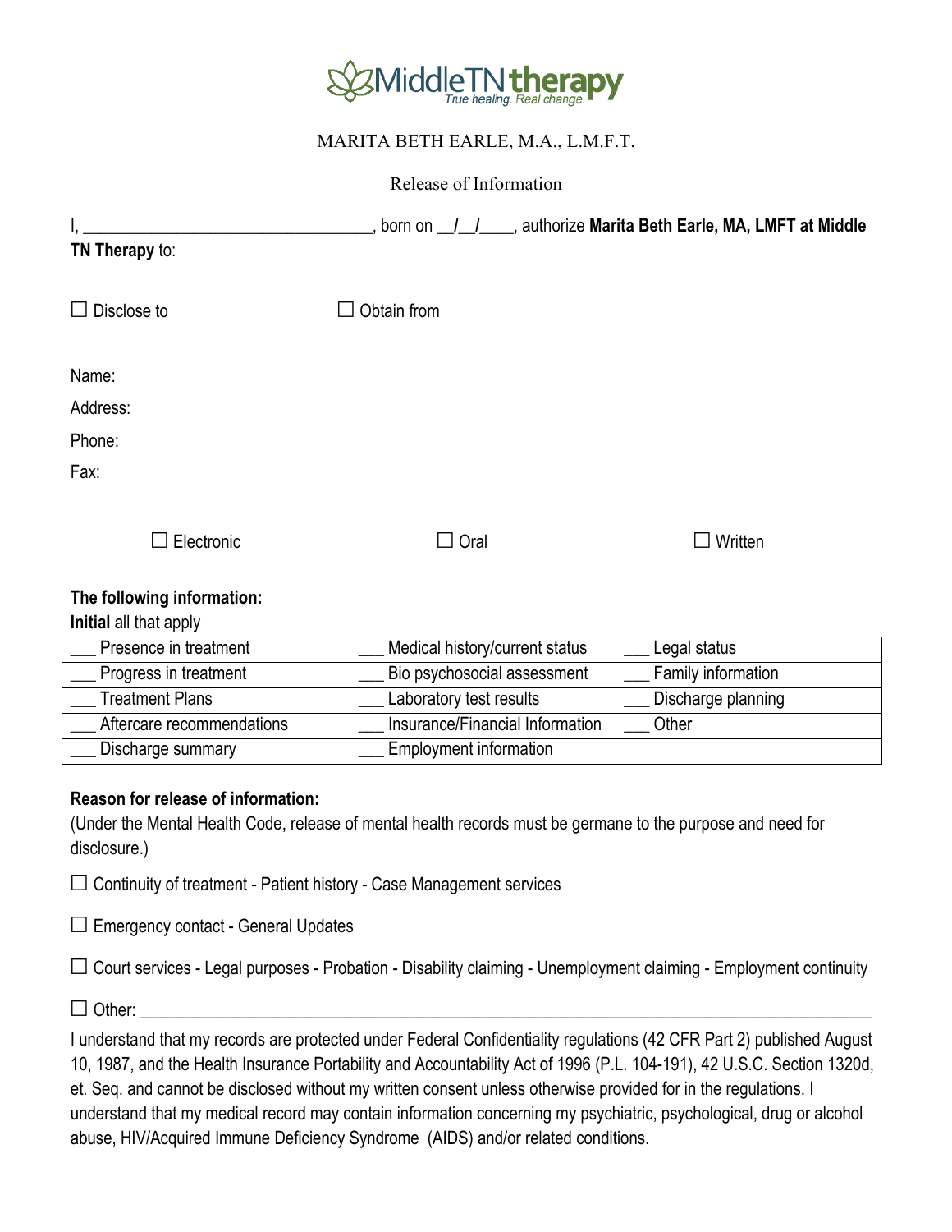MARITA BETH EARLE, M.A., L.M.F.T.

Release of Information

I, ________________________________, born on __/__/____, authorize **Marita Beth Earle, MA, LMFT at Middle TN Therapy** to:

☐ Disclose to ☐ Obtain from

Name:

Address:

Phone:

Fax:

☐ Electronic ☐ Oral ☐ Written

**The following information:**

**Initial** all that apply

| | | |
|---|---|---|
| ___ Presence in treatment | ___ Medical history/current status | ___ Legal status |
| ___ Progress in treatment | ___ Bio psychosocial assessment | ___ Family information |
| ___ Treatment Plans | ___ Laboratory test results | ___ Discharge planning |
| ___ Aftercare recommendations | ___ Insurance/Financial Information | ___ Other |
| ___ Discharge summary | ___ Employment information | |

**Reason for release of information:**

(Under the Mental Health Code, release of mental health records must be germane to the purpose and need for disclosure.)

☐ Continuity of treatment - Patient history - Case Management services

☐ Emergency contact - General Updates

☐ Court services - Legal purposes - Probation - Disability claiming - Unemployment claiming - Employment continuity

☐ Other: ________________________________________________________________________________

I understand that my records are protected under Federal Confidentiality regulations (42 CFR Part 2) published August 10, 1987, and the Health Insurance Portability and Accountability Act of 1996 (P.L. 104-191), 42 U.S.C. Section 1320d, et. Seq. and cannot be disclosed without my written consent unless otherwise provided for in the regulations. I understand that my medical record may contain information concerning my psychiatric, psychological, drug or alcohol abuse, HIV/Acquired Immune Deficiency Syndrome (AIDS) and/or related conditions.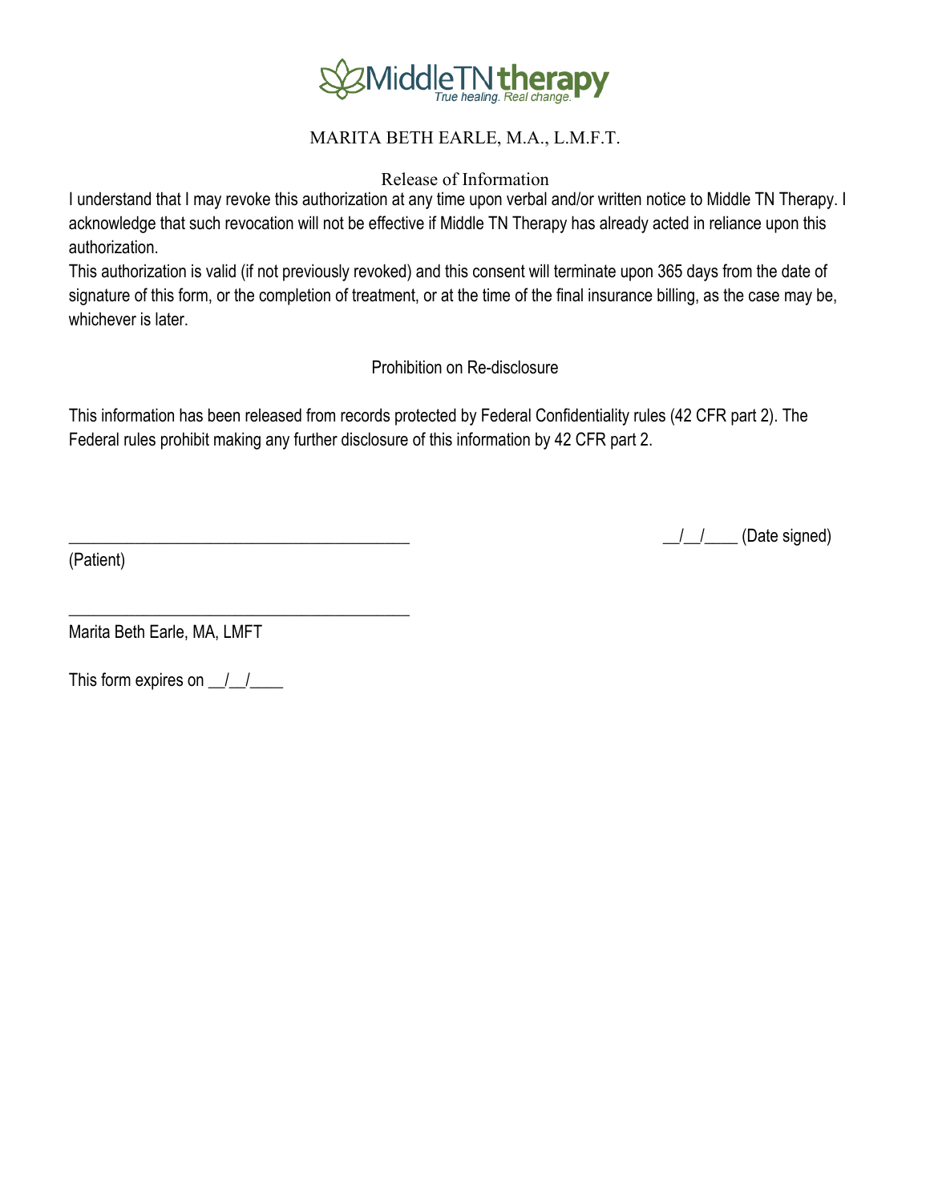MiddleTN therapy

*True healing. Real change.*

MARITA BETH EARLE, M.A., L.M.F.T.

Release of Information

I understand that I may revoke this authorization at any time upon verbal and/or written notice to Middle TN Therapy. I acknowledge that such revocation will not be effective if Middle TN Therapy has already acted in reliance upon this authorization.

This authorization is valid (if not previously revoked) and this consent will terminate upon 365 days from the date of signature of this form, or the completion of treatment, or at the time of the final insurance billing, as the case may be, whichever is later.

Prohibition on Re-disclosure

This information has been released from records protected by Federal Confidentiality rules (42 CFR part 2). The Federal rules prohibit making any further disclosure of this information by 42 CFR part 2.

________________________________________ __/__/____ (Date signed)

(Patient)

________________________________________

Marita Beth Earle, MA, LMFT

This form expires on __/__/____